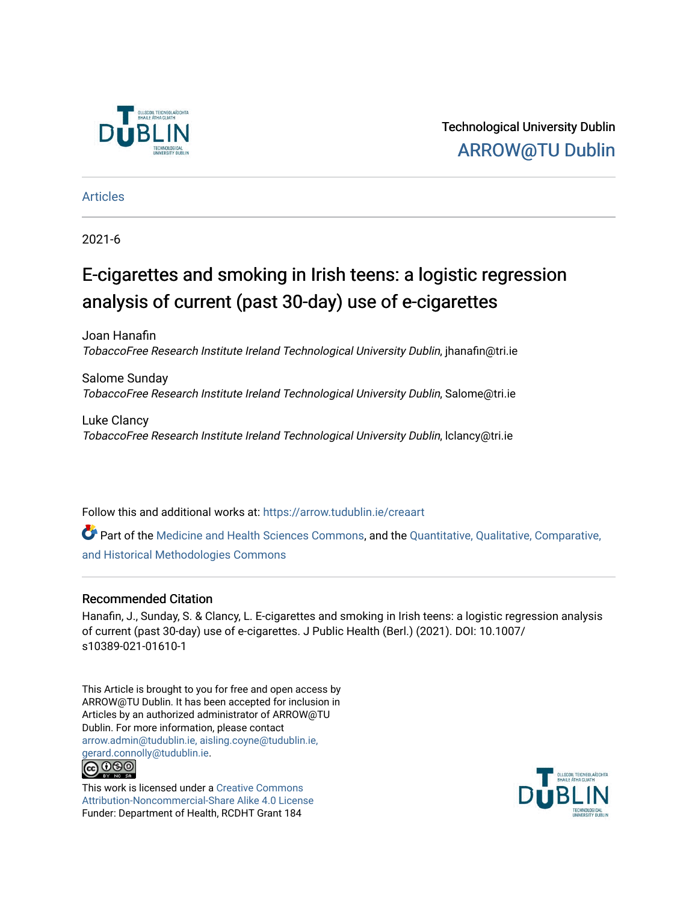Technological University Dublin

ARROW@TU Dublin

Articles

2021-6

# E-cigarettes and smoking in Irish teens: a logistic regression analysis of current (past 30-day) use of e-cigarettes

Joan Hanafin
*TobaccoFree Research Institute Ireland Technological University Dublin*, jhanafin@tri.ie

Salome Sunday
*TobaccoFree Research Institute Ireland Technological University Dublin*, Salome@tri.ie

Luke Clancy
*TobaccoFree Research Institute Ireland Technological University Dublin*, lclancy@tri.ie

Follow this and additional works at: https://arrow.tudublin.ie/creaart

Part of the Medicine and Health Sciences Commons, and the Quantitative, Qualitative, Comparative, and Historical Methodologies Commons

## Recommended Citation

Hanafin, J., Sunday, S. & Clancy, L. E-cigarettes and smoking in Irish teens: a logistic regression analysis of current (past 30-day) use of e-cigarettes. J Public Health (Berl.) (2021). DOI: 10.1007/s10389-021-01610-1

This Article is brought to you for free and open access by ARROW@TU Dublin. It has been accepted for inclusion in Articles by an authorized administrator of ARROW@TU Dublin. For more information, please contact arrow.admin@tudublin.ie, aisling.coyne@tudublin.ie, gerard.connolly@tudublin.ie.

This work is licensed under a Creative Commons Attribution-Noncommercial-Share Alike 4.0 License
Funder: Department of Health, RCDHT Grant 184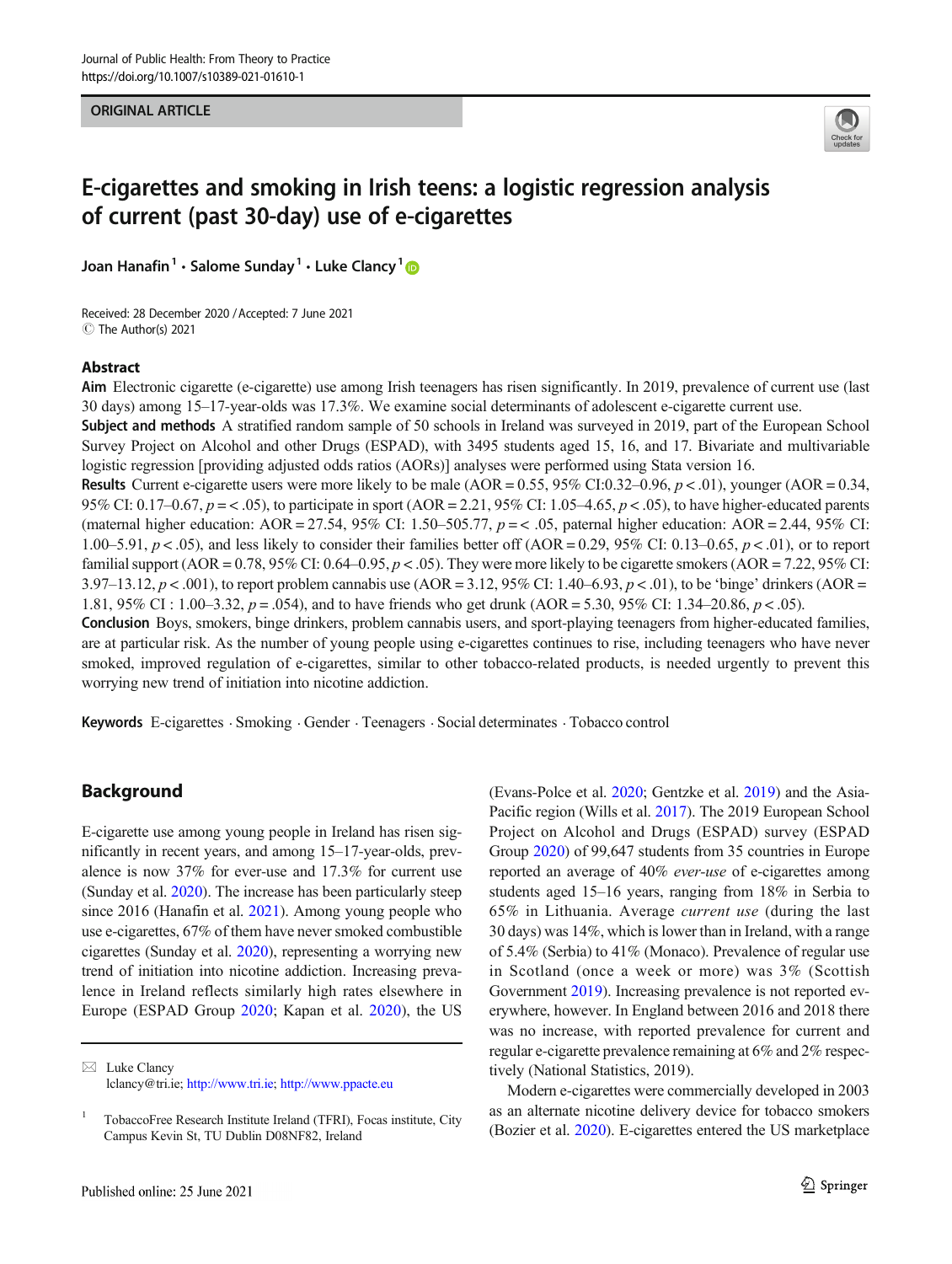Journal of Public Health: From Theory to Practice
https://doi.org/10.1007/s10389-021-01610-1

ORIGINAL ARTICLE

# E-cigarettes and smoking in Irish teens: a logistic regression analysis of current (past 30-day) use of e-cigarettes

Joan Hanafin[1] · Salome Sunday[1] · Luke Clancy[1]

Received: 28 December 2020 / Accepted: 7 June 2021
© The Author(s) 2021

## Abstract

**Aim** Electronic cigarette (e-cigarette) use among Irish teenagers has risen significantly. In 2019, prevalence of current use (last 30 days) among 15–17-year-olds was 17.3%. We examine social determinants of adolescent e-cigarette current use.

**Subject and methods** A stratified random sample of 50 schools in Ireland was surveyed in 2019, part of the European School Survey Project on Alcohol and other Drugs (ESPAD), with 3495 students aged 15, 16, and 17. Bivariate and multivariable logistic regression [providing adjusted odds ratios (AORs)] analyses were performed using Stata version 16.

**Results** Current e-cigarette users were more likely to be male (AOR = 0.55, 95% CI:0.32–0.96, $p < .01$), younger (AOR = 0.34, 95% CI: 0.17–0.67, $p = < .05$), to participate in sport (AOR = 2.21, 95% CI: 1.05–4.65, $p < .05$), to have higher-educated parents (maternal higher education: AOR = 27.54, 95% CI: 1.50–505.77, $p = < .05$, paternal higher education: AOR = 2.44, 95% CI: 1.00–5.91, $p < .05$), and less likely to consider their families better off (AOR = 0.29, 95% CI: 0.13–0.65, $p < .01$), or to report familial support (AOR = 0.78, 95% CI: 0.64–0.95, $p < .05$). They were more likely to be cigarette smokers (AOR = 7.22, 95% CI: 3.97–13.12, $p < .001$), to report problem cannabis use (AOR = 3.12, 95% CI: 1.40–6.93, $p < .01$), to be 'binge' drinkers (AOR = 1.81, 95% CI : 1.00–3.32, $p = .054$), and to have friends who get drunk (AOR = 5.30, 95% CI: 1.34–20.86, $p < .05$).

**Conclusion** Boys, smokers, binge drinkers, problem cannabis users, and sport-playing teenagers from higher-educated families, are at particular risk. As the number of young people using e-cigarettes continues to rise, including teenagers who have never smoked, improved regulation of e-cigarettes, similar to other tobacco-related products, is needed urgently to prevent this worrying new trend of initiation into nicotine addiction.

**Keywords** E-cigarettes · Smoking · Gender · Teenagers · Social determinates · Tobacco control

## Background

E-cigarette use among young people in Ireland has risen significantly in recent years, and among 15–17-year-olds, prevalence is now 37% for ever-use and 17.3% for current use (Sunday et al. 2020). The increase has been particularly steep since 2016 (Hanafin et al. 2021). Among young people who use e-cigarettes, 67% of them have never smoked combustible cigarettes (Sunday et al. 2020), representing a worrying new trend of initiation into nicotine addiction. Increasing prevalence in Ireland reflects similarly high rates elsewhere in Europe (ESPAD Group 2020; Kapan et al. 2020), the US (Evans-Polce et al. 2020; Gentzke et al. 2019) and the Asia-Pacific region (Wills et al. 2017). The 2019 European School Project on Alcohol and Drugs (ESPAD) survey (ESPAD Group 2020) of 99,647 students from 35 countries in Europe reported an average of 40% *ever-use* of e-cigarettes among students aged 15–16 years, ranging from 18% in Serbia to 65% in Lithuania. Average *current use* (during the last 30 days) was 14%, which is lower than in Ireland, with a range of 5.4% (Serbia) to 41% (Monaco). Prevalence of regular use in Scotland (once a week or more) was 3% (Scottish Government 2019). Increasing prevalence is not reported everywhere, however. In England between 2016 and 2018 there was no increase, with reported prevalence for current and regular e-cigarette prevalence remaining at 6% and 2% respectively (National Statistics, 2019).

Modern e-cigarettes were commercially developed in 2003 as an alternate nicotine delivery device for tobacco smokers (Bozier et al. 2020). E-cigarettes entered the US marketplace

✉ Luke Clancy
lclancy@tri.ie; http://www.tri.ie; http://www.ppacte.eu

[1] TobaccoFree Research Institute Ireland (TFRI), Focas institute, City Campus Kevin St, TU Dublin D08NF82, Ireland

Published online: 25 June 2021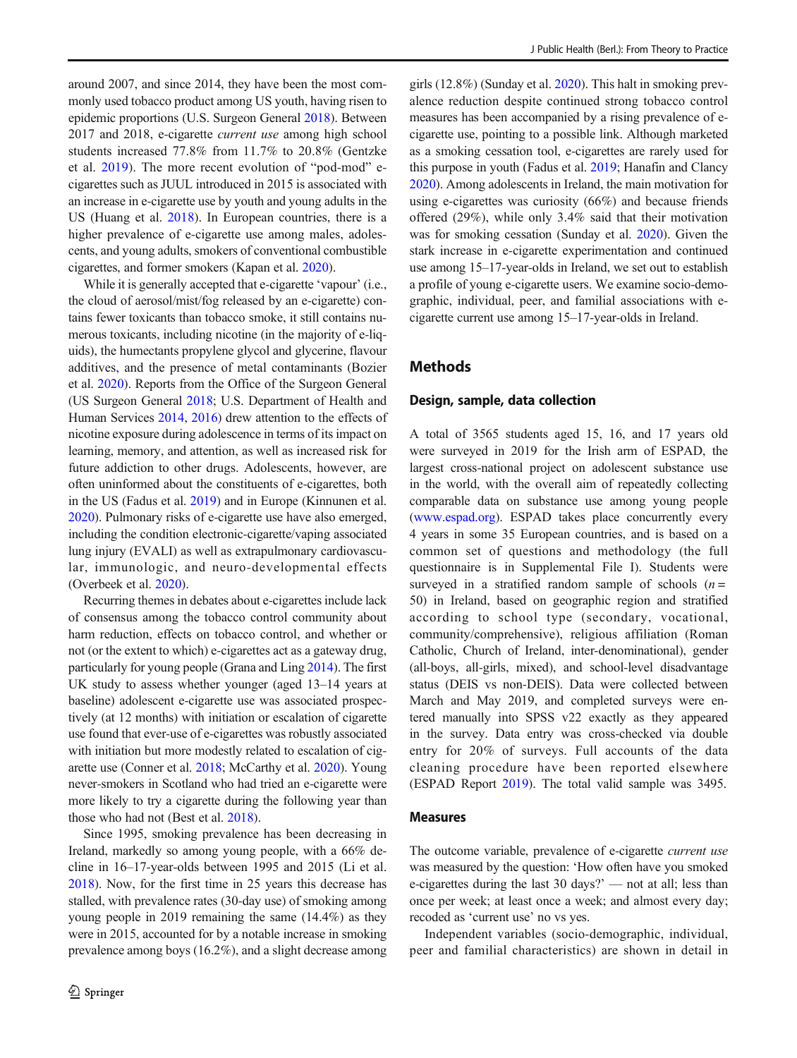around 2007, and since 2014, they have been the most commonly used tobacco product among US youth, having risen to epidemic proportions (U.S. Surgeon General 2018). Between 2017 and 2018, e-cigarette *current use* among high school students increased 77.8% from 11.7% to 20.8% (Gentzke et al. 2019). The more recent evolution of "pod-mod" e-cigarettes such as JUUL introduced in 2015 is associated with an increase in e-cigarette use by youth and young adults in the US (Huang et al. 2018). In European countries, there is a higher prevalence of e-cigarette use among males, adolescents, and young adults, smokers of conventional combustible cigarettes, and former smokers (Kapan et al. 2020).

While it is generally accepted that e-cigarette 'vapour' (i.e., the cloud of aerosol/mist/fog released by an e-cigarette) contains fewer toxicants than tobacco smoke, it still contains numerous toxicants, including nicotine (in the majority of e-liquids), the humectants propylene glycol and glycerine, flavour additives, and the presence of metal contaminants (Bozier et al. 2020). Reports from the Office of the Surgeon General (US Surgeon General 2018; U.S. Department of Health and Human Services 2014, 2016) drew attention to the effects of nicotine exposure during adolescence in terms of its impact on learning, memory, and attention, as well as increased risk for future addiction to other drugs. Adolescents, however, are often uninformed about the constituents of e-cigarettes, both in the US (Fadus et al. 2019) and in Europe (Kinnunen et al. 2020). Pulmonary risks of e-cigarette use have also emerged, including the condition electronic-cigarette/vaping associated lung injury (EVALI) as well as extrapulmonary cardiovascular, immunologic, and neuro-developmental effects (Overbeek et al. 2020).

Recurring themes in debates about e-cigarettes include lack of consensus among the tobacco control community about harm reduction, effects on tobacco control, and whether or not (or the extent to which) e-cigarettes act as a gateway drug, particularly for young people (Grana and Ling 2014). The first UK study to assess whether younger (aged 13–14 years at baseline) adolescent e-cigarette use was associated prospectively (at 12 months) with initiation or escalation of cigarette use found that ever-use of e-cigarettes was robustly associated with initiation but more modestly related to escalation of cigarette use (Conner et al. 2018; McCarthy et al. 2020). Young never-smokers in Scotland who had tried an e-cigarette were more likely to try a cigarette during the following year than those who had not (Best et al. 2018).

Since 1995, smoking prevalence has been decreasing in Ireland, markedly so among young people, with a 66% decline in 16–17-year-olds between 1995 and 2015 (Li et al. 2018). Now, for the first time in 25 years this decrease has stalled, with prevalence rates (30-day use) of smoking among young people in 2019 remaining the same (14.4%) as they were in 2015, accounted for by a notable increase in smoking prevalence among boys (16.2%), and a slight decrease among girls (12.8%) (Sunday et al. 2020). This halt in smoking prevalence reduction despite continued strong tobacco control measures has been accompanied by a rising prevalence of e-cigarette use, pointing to a possible link. Although marketed as a smoking cessation tool, e-cigarettes are rarely used for this purpose in youth (Fadus et al. 2019; Hanafin and Clancy 2020). Among adolescents in Ireland, the main motivation for using e-cigarettes was curiosity (66%) and because friends offered (29%), while only 3.4% said that their motivation was for smoking cessation (Sunday et al. 2020). Given the stark increase in e-cigarette experimentation and continued use among 15–17-year-olds in Ireland, we set out to establish a profile of young e-cigarette users. We examine socio-demographic, individual, peer, and familial associations with e-cigarette current use among 15–17-year-olds in Ireland.

## Methods

### Design, sample, data collection

A total of 3565 students aged 15, 16, and 17 years old were surveyed in 2019 for the Irish arm of ESPAD, the largest cross-national project on adolescent substance use in the world, with the overall aim of repeatedly collecting comparable data on substance use among young people (www.espad.org). ESPAD takes place concurrently every 4 years in some 35 European countries, and is based on a common set of questions and methodology (the full questionnaire is in Supplemental File I). Students were surveyed in a stratified random sample of schools ($n = 50$) in Ireland, based on geographic region and stratified according to school type (secondary, vocational, community/comprehensive), religious affiliation (Roman Catholic, Church of Ireland, inter-denominational), gender (all-boys, all-girls, mixed), and school-level disadvantage status (DEIS vs non-DEIS). Data were collected between March and May 2019, and completed surveys were entered manually into SPSS v22 exactly as they appeared in the survey. Data entry was cross-checked via double entry for 20% of surveys. Full accounts of the data cleaning procedure have been reported elsewhere (ESPAD Report 2019). The total valid sample was 3495.

### Measures

The outcome variable, prevalence of e-cigarette *current use* was measured by the question: 'How often have you smoked e-cigarettes during the last 30 days?' — not at all; less than once per week; at least once a week; and almost every day; recoded as 'current use' no vs yes.

Independent variables (socio-demographic, individual, peer and familial characteristics) are shown in detail in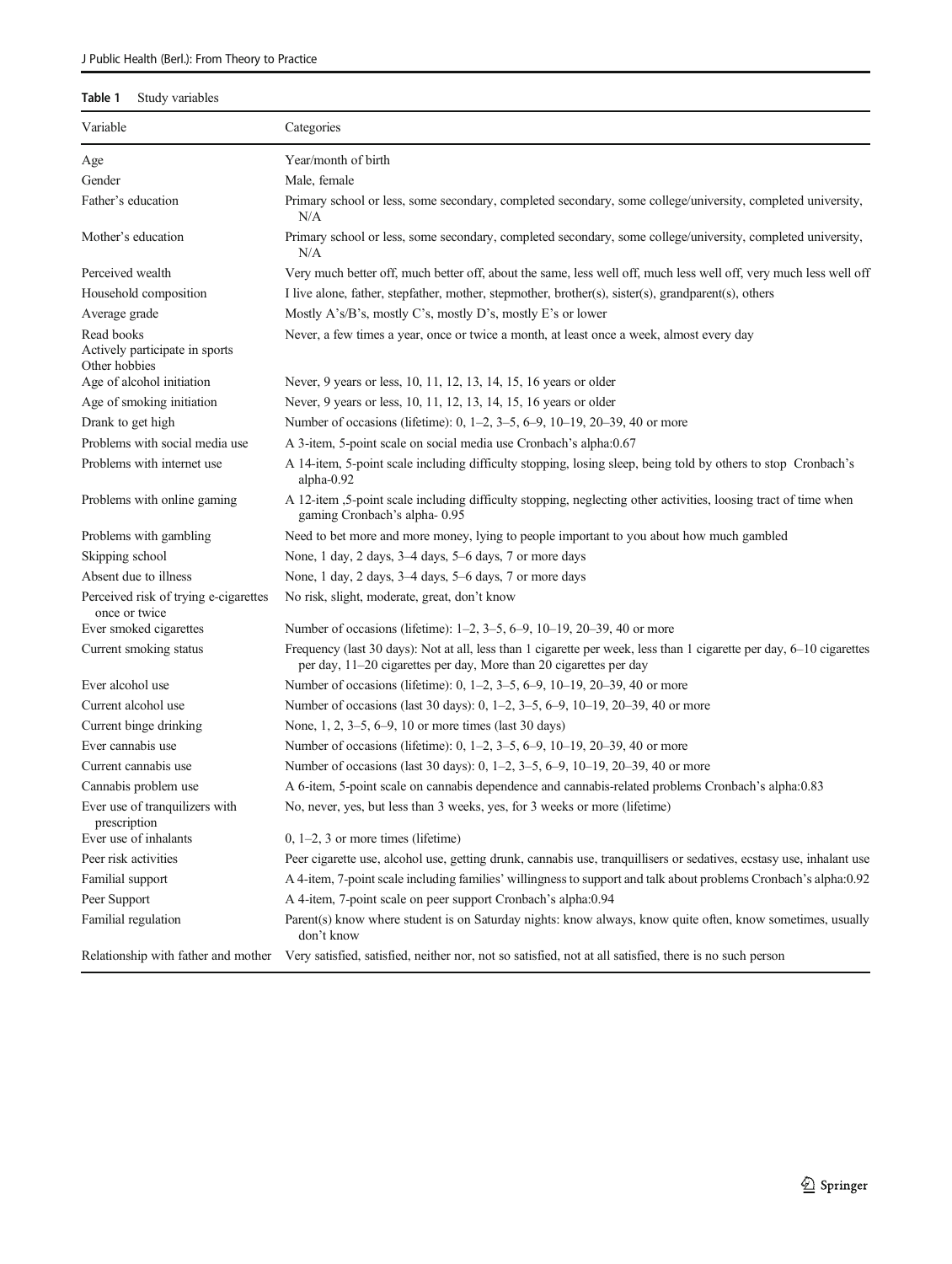**Table 1** Study variables

| Variable | Categories |
|---|---|
| Age | Year/month of birth |
| Gender | Male, female |
| Father's education | Primary school or less, some secondary, completed secondary, some college/university, completed university, N/A |
| Mother's education | Primary school or less, some secondary, completed secondary, some college/university, completed university, N/A |
| Perceived wealth | Very much better off, much better off, about the same, less well off, much less well off, very much less well off |
| Household composition | I live alone, father, stepfather, mother, stepmother, brother(s), sister(s), grandparent(s), others |
| Average grade | Mostly A's/B's, mostly C's, mostly D's, mostly E's or lower |
| Read books<br>Actively participate in sports<br>Other hobbies | Never, a few times a year, once or twice a month, at least once a week, almost every day |
| Age of alcohol initiation | Never, 9 years or less, 10, 11, 12, 13, 14, 15, 16 years or older |
| Age of smoking initiation | Never, 9 years or less, 10, 11, 12, 13, 14, 15, 16 years or older |
| Drank to get high | Number of occasions (lifetime): 0, 1–2, 3–5, 6–9, 10–19, 20–39, 40 or more |
| Problems with social media use | A 3-item, 5-point scale on social media use Cronbach's alpha:0.67 |
| Problems with internet use | A 14-item, 5-point scale including difficulty stopping, losing sleep, being told by others to stop Cronbach's alpha-0.92 |
| Problems with online gaming | A 12-item ,5-point scale including difficulty stopping, neglecting other activities, loosing tract of time when gaming Cronbach's alpha- 0.95 |
| Problems with gambling | Need to bet more and more money, lying to people important to you about how much gambled |
| Skipping school | None, 1 day, 2 days, 3–4 days, 5–6 days, 7 or more days |
| Absent due to illness | None, 1 day, 2 days, 3–4 days, 5–6 days, 7 or more days |
| Perceived risk of trying e-cigarettes once or twice | No risk, slight, moderate, great, don't know |
| Ever smoked cigarettes | Number of occasions (lifetime): 1–2, 3–5, 6–9, 10–19, 20–39, 40 or more |
| Current smoking status | Frequency (last 30 days): Not at all, less than 1 cigarette per week, less than 1 cigarette per day, 6–10 cigarettes per day, 11–20 cigarettes per day, More than 20 cigarettes per day |
| Ever alcohol use | Number of occasions (lifetime): 0, 1–2, 3–5, 6–9, 10–19, 20–39, 40 or more |
| Current alcohol use | Number of occasions (last 30 days): 0, 1–2, 3–5, 6–9, 10–19, 20–39, 40 or more |
| Current binge drinking | None, 1, 2, 3–5, 6–9, 10 or more times (last 30 days) |
| Ever cannabis use | Number of occasions (lifetime): 0, 1–2, 3–5, 6–9, 10–19, 20–39, 40 or more |
| Current cannabis use | Number of occasions (last 30 days): 0, 1–2, 3–5, 6–9, 10–19, 20–39, 40 or more |
| Cannabis problem use | A 6-item, 5-point scale on cannabis dependence and cannabis-related problems Cronbach's alpha:0.83 |
| Ever use of tranquilizers with prescription | No, never, yes, but less than 3 weeks, yes, for 3 weeks or more (lifetime) |
| Ever use of inhalants | 0, 1–2, 3 or more times (lifetime) |
| Peer risk activities | Peer cigarette use, alcohol use, getting drunk, cannabis use, tranquillisers or sedatives, ecstasy use, inhalant use |
| Familial support | A 4-item, 7-point scale including families' willingness to support and talk about problems Cronbach's alpha:0.92 |
| Peer Support | A 4-item, 7-point scale on peer support Cronbach's alpha:0.94 |
| Familial regulation | Parent(s) know where student is on Saturday nights: know always, know quite often, know sometimes, usually don't know |
| Relationship with father and mother | Very satisfied, satisfied, neither nor, not so satisfied, not at all satisfied, there is no such person |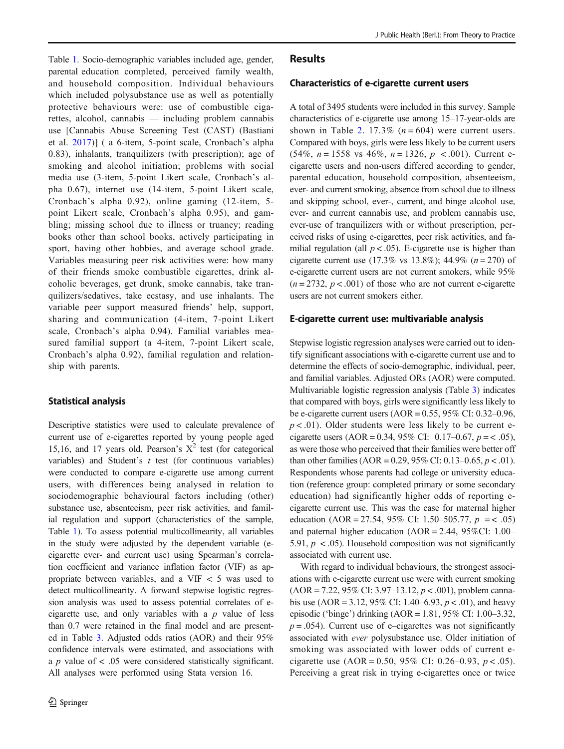Table 1. Socio-demographic variables included age, gender, parental education completed, perceived family wealth, and household composition. Individual behaviours which included polysubstance use as well as potentially protective behaviours were: use of combustible cigarettes, alcohol, cannabis — including problem cannabis use [Cannabis Abuse Screening Test (CAST) (Bastiani et al. 2017)] ( a 6-item, 5-point scale, Cronbach's alpha 0.83), inhalants, tranquilizers (with prescription); age of smoking and alcohol initiation; problems with social media use (3-item, 5-point Likert scale, Cronbach's alpha 0.67), internet use (14-item, 5-point Likert scale, Cronbach's alpha 0.92), online gaming (12-item, 5-point Likert scale, Cronbach's alpha 0.95), and gambling; missing school due to illness or truancy; reading books other than school books, actively participating in sport, having other hobbies, and average school grade. Variables measuring peer risk activities were: how many of their friends smoke combustible cigarettes, drink alcoholic beverages, get drunk, smoke cannabis, take tranquilizers/sedatives, take ecstasy, and use inhalants. The variable peer support measured friends' help, support, sharing and communication (4-item, 7-point Likert scale, Cronbach's alpha 0.94). Familial variables measured familial support (a 4-item, 7-point Likert scale, Cronbach's alpha 0.92), familial regulation and relationship with parents.

### Statistical analysis

Descriptive statistics were used to calculate prevalence of current use of e-cigarettes reported by young people aged 15,16, and 17 years old. Pearson's $X^2$ test (for categorical variables) and Student's *t* test (for continuous variables) were conducted to compare e-cigarette use among current users, with differences being analysed in relation to sociodemographic behavioural factors including (other) substance use, absenteeism, peer risk activities, and familial regulation and support (characteristics of the sample, Table 1). To assess potential multicollinearity, all variables in the study were adjusted by the dependent variable (e-cigarette ever- and current use) using Spearman's correlation coefficient and variance inflation factor (VIF) as appropriate between variables, and a VIF < 5 was used to detect multicollinearity. A forward stepwise logistic regression analysis was used to assess potential correlates of e-cigarette use, and only variables with a *p* value of less than 0.7 were retained in the final model and are presented in Table 3. Adjusted odds ratios (AOR) and their 95% confidence intervals were estimated, and associations with a *p* value of < .05 were considered statistically significant. All analyses were performed using Stata version 16.

## Results

### Characteristics of e-cigarette current users

A total of 3495 students were included in this survey. Sample characteristics of e-cigarette use among 15–17-year-olds are shown in Table 2. 17.3% ($n = 604$) were current users. Compared with boys, girls were less likely to be current users (54%, $n = 1558$ vs 46%, $n = 1326$, $p < .001$). Current e-cigarette users and non-users differed according to gender, parental education, household composition, absenteeism, ever- and current smoking, absence from school due to illness and skipping school, ever-, current, and binge alcohol use, ever- and current cannabis use, and problem cannabis use, ever-use of tranquilizers with or without prescription, perceived risks of using e-cigarettes, peer risk activities, and familial regulation (all $p < .05$). E-cigarette use is higher than cigarette current use (17.3% vs 13.8%); 44.9% ($n = 270$) of e-cigarette current users are not current smokers, while 95% ($n = 2732$, $p < .001$) of those who are not current e-cigarette users are not current smokers either.

### E-cigarette current use: multivariable analysis

Stepwise logistic regression analyses were carried out to identify significant associations with e-cigarette current use and to determine the effects of socio-demographic, individual, peer, and familial variables. Adjusted ORs (AOR) were computed. Multivariable logistic regression analysis (Table 3) indicates that compared with boys, girls were significantly less likely to be e-cigarette current users (AOR = 0.55, 95% CI: 0.32–0.96, $p < .01$). Older students were less likely to be current e-cigarette users (AOR = 0.34, 95% CI: 0.17–0.67, $p = < .05$), as were those who perceived that their families were better off than other families (AOR = 0.29, 95% CI: 0.13–0.65, $p < .01$). Respondents whose parents had college or university education (reference group: completed primary or some secondary education) had significantly higher odds of reporting e-cigarette current use. This was the case for maternal higher education (AOR = 27.54, 95% CI: 1.50–505.77, $p = < .05$) and paternal higher education (AOR = 2.44, 95%CI: 1.00–5.91, $p < .05$). Household composition was not significantly associated with current use.

With regard to individual behaviours, the strongest associations with e-cigarette current use were with current smoking (AOR = 7.22, 95% CI: 3.97–13.12, $p < .001$), problem cannabis use (AOR = 3.12, 95% CI: 1.40–6.93, $p < .01$), and heavy episodic ('binge') drinking (AOR = 1.81, 95% CI: 1.00–3.32, $p = .054$). Current use of e–cigarettes was not significantly associated with *ever* polysubstance use. Older initiation of smoking was associated with lower odds of current e-cigarette use (AOR = 0.50, 95% CI: 0.26–0.93, $p < .05$). Perceiving a great risk in trying e-cigarettes once or twice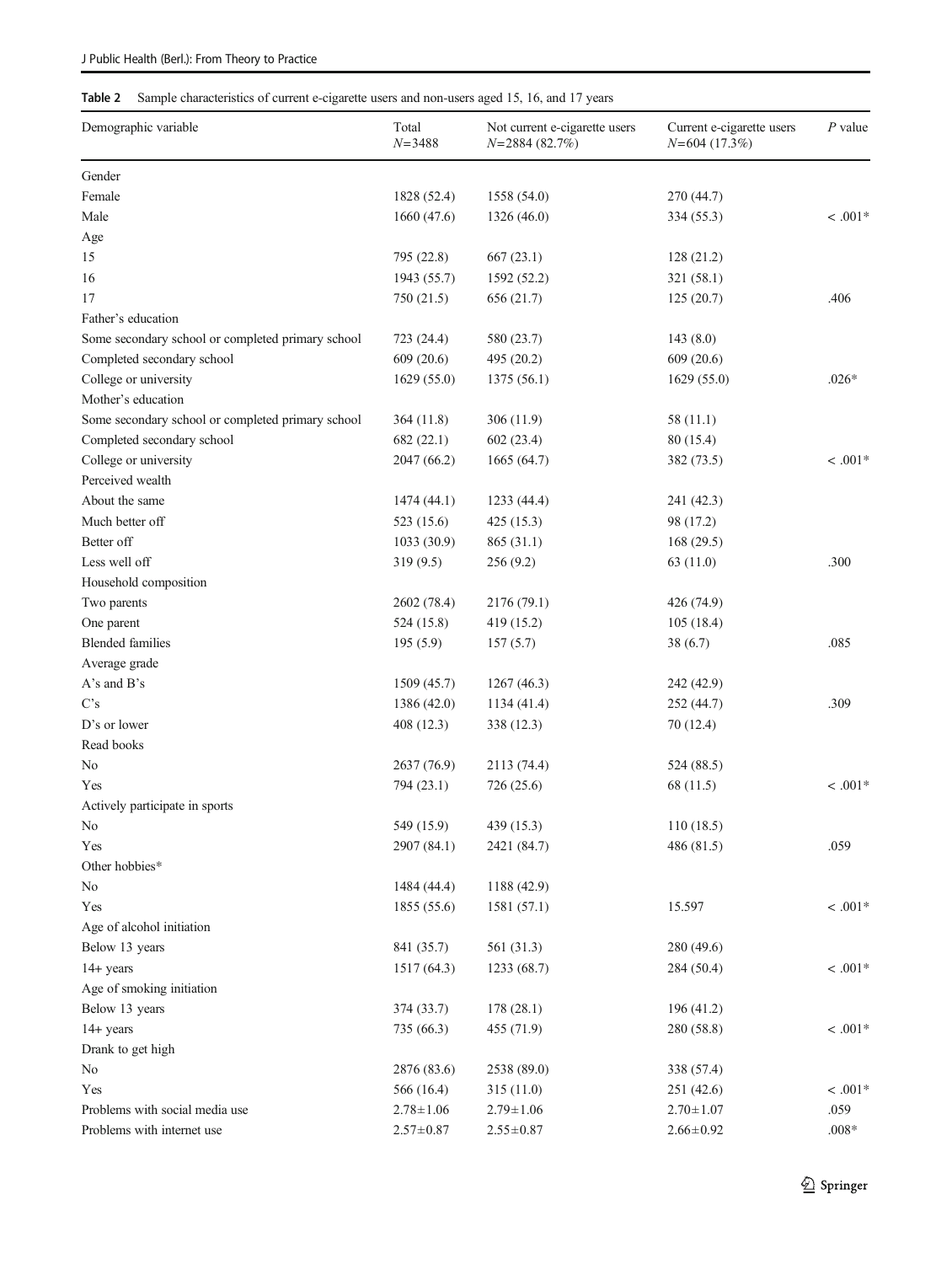**Table 2** Sample characteristics of current e-cigarette users and non-users aged 15, 16, and 17 years

| Demographic variable | Total $N$=3488 | Not current e-cigarette users $N$=2884 (82.7%) | Current e-cigarette users $N$=604 (17.3%) | $P$ value |
|---|---|---|---|---|
| Gender | | | | |
| Female | 1828 (52.4) | 1558 (54.0) | 270 (44.7) | |
| Male | 1660 (47.6) | 1326 (46.0) | 334 (55.3) | < .001* |
| Age | | | | |
| 15 | 795 (22.8) | 667 (23.1) | 128 (21.2) | |
| 16 | 1943 (55.7) | 1592 (52.2) | 321 (58.1) | |
| 17 | 750 (21.5) | 656 (21.7) | 125 (20.7) | .406 |
| Father's education | | | | |
| Some secondary school or completed primary school | 723 (24.4) | 580 (23.7) | 143 (8.0) | |
| Completed secondary school | 609 (20.6) | 495 (20.2) | 609 (20.6) | |
| College or university | 1629 (55.0) | 1375 (56.1) | 1629 (55.0) | .026* |
| Mother's education | | | | |
| Some secondary school or completed primary school | 364 (11.8) | 306 (11.9) | 58 (11.1) | |
| Completed secondary school | 682 (22.1) | 602 (23.4) | 80 (15.4) | |
| College or university | 2047 (66.2) | 1665 (64.7) | 382 (73.5) | < .001* |
| Perceived wealth | | | | |
| About the same | 1474 (44.1) | 1233 (44.4) | 241 (42.3) | |
| Much better off | 523 (15.6) | 425 (15.3) | 98 (17.2) | |
| Better off | 1033 (30.9) | 865 (31.1) | 168 (29.5) | |
| Less well off | 319 (9.5) | 256 (9.2) | 63 (11.0) | .300 |
| Household composition | | | | |
| Two parents | 2602 (78.4) | 2176 (79.1) | 426 (74.9) | |
| One parent | 524 (15.8) | 419 (15.2) | 105 (18.4) | |
| Blended families | 195 (5.9) | 157 (5.7) | 38 (6.7) | .085 |
| Average grade | | | | |
| A's and B's | 1509 (45.7) | 1267 (46.3) | 242 (42.9) | |
| C's | 1386 (42.0) | 1134 (41.4) | 252 (44.7) | .309 |
| D's or lower | 408 (12.3) | 338 (12.3) | 70 (12.4) | |
| Read books | | | | |
| No | 2637 (76.9) | 2113 (74.4) | 524 (88.5) | |
| Yes | 794 (23.1) | 726 (25.6) | 68 (11.5) | < .001* |
| Actively participate in sports | | | | |
| No | 549 (15.9) | 439 (15.3) | 110 (18.5) | |
| Yes | 2907 (84.1) | 2421 (84.7) | 486 (81.5) | .059 |
| Other hobbies* | | | | |
| No | 1484 (44.4) | 1188 (42.9) | | |
| Yes | 1855 (55.6) | 1581 (57.1) | 15.597 | < .001* |
| Age of alcohol initiation | | | | |
| Below 13 years | 841 (35.7) | 561 (31.3) | 280 (49.6) | |
| 14+ years | 1517 (64.3) | 1233 (68.7) | 284 (50.4) | < .001* |
| Age of smoking initiation | | | | |
| Below 13 years | 374 (33.7) | 178 (28.1) | 196 (41.2) | |
| 14+ years | 735 (66.3) | 455 (71.9) | 280 (58.8) | < .001* |
| Drank to get high | | | | |
| No | 2876 (83.6) | 2538 (89.0) | 338 (57.4) | |
| Yes | 566 (16.4) | 315 (11.0) | 251 (42.6) | < .001* |
| Problems with social media use | 2.78±1.06 | 2.79±1.06 | 2.70±1.07 | .059 |
| Problems with internet use | 2.57±0.87 | 2.55±0.87 | 2.66±0.92 | .008* |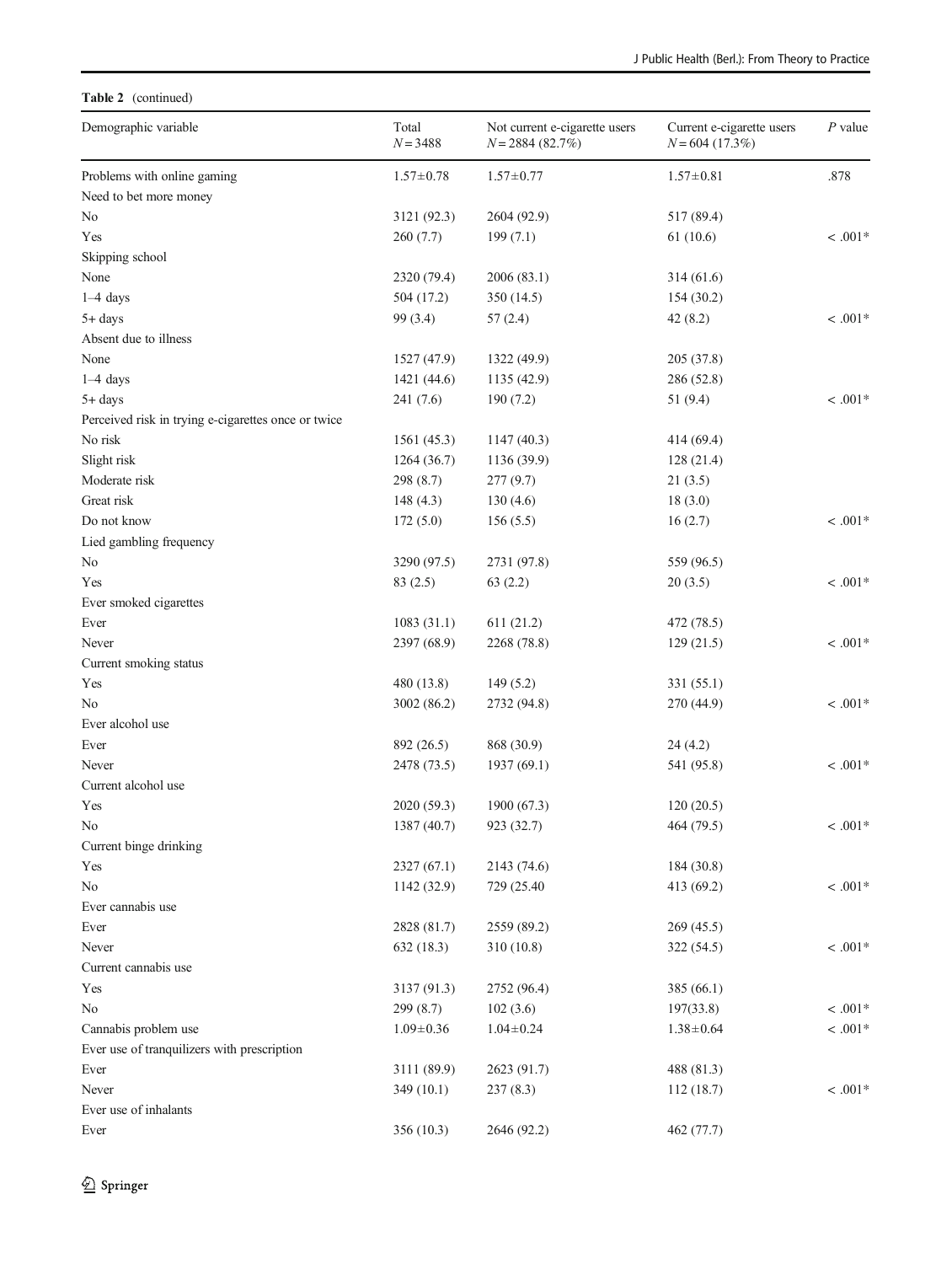**Table 2** (continued)

| Demographic variable | Total $N = 3488$ | Not current e-cigarette users $N = 2884$ (82.7%) | Current e-cigarette users $N = 604$ (17.3%) | *P* value |
|---|---|---|---|---|
| Problems with online gaming | 1.57±0.78 | 1.57±0.77 | 1.57±0.81 | .878 |
| Need to bet more money | | | | |
| No | 3121 (92.3) | 2604 (92.9) | 517 (89.4) | |
| Yes | 260 (7.7) | 199 (7.1) | 61 (10.6) | < .001* |
| Skipping school | | | | |
| None | 2320 (79.4) | 2006 (83.1) | 314 (61.6) | |
| 1–4 days | 504 (17.2) | 350 (14.5) | 154 (30.2) | |
| 5+ days | 99 (3.4) | 57 (2.4) | 42 (8.2) | < .001* |
| Absent due to illness | | | | |
| None | 1527 (47.9) | 1322 (49.9) | 205 (37.8) | |
| 1–4 days | 1421 (44.6) | 1135 (42.9) | 286 (52.8) | |
| 5+ days | 241 (7.6) | 190 (7.2) | 51 (9.4) | < .001* |
| Perceived risk in trying e-cigarettes once or twice | | | | |
| No risk | 1561 (45.3) | 1147 (40.3) | 414 (69.4) | |
| Slight risk | 1264 (36.7) | 1136 (39.9) | 128 (21.4) | |
| Moderate risk | 298 (8.7) | 277 (9.7) | 21 (3.5) | |
| Great risk | 148 (4.3) | 130 (4.6) | 18 (3.0) | |
| Do not know | 172 (5.0) | 156 (5.5) | 16 (2.7) | < .001* |
| Lied gambling frequency | | | | |
| No | 3290 (97.5) | 2731 (97.8) | 559 (96.5) | |
| Yes | 83 (2.5) | 63 (2.2) | 20 (3.5) | < .001* |
| Ever smoked cigarettes | | | | |
| Ever | 1083 (31.1) | 611 (21.2) | 472 (78.5) | |
| Never | 2397 (68.9) | 2268 (78.8) | 129 (21.5) | < .001* |
| Current smoking status | | | | |
| Yes | 480 (13.8) | 149 (5.2) | 331 (55.1) | |
| No | 3002 (86.2) | 2732 (94.8) | 270 (44.9) | < .001* |
| Ever alcohol use | | | | |
| Ever | 892 (26.5) | 868 (30.9) | 24 (4.2) | |
| Never | 2478 (73.5) | 1937 (69.1) | 541 (95.8) | < .001* |
| Current alcohol use | | | | |
| Yes | 2020 (59.3) | 1900 (67.3) | 120 (20.5) | |
| No | 1387 (40.7) | 923 (32.7) | 464 (79.5) | < .001* |
| Current binge drinking | | | | |
| Yes | 2327 (67.1) | 2143 (74.6) | 184 (30.8) | |
| No | 1142 (32.9) | 729 (25.40 | 413 (69.2) | < .001* |
| Ever cannabis use | | | | |
| Ever | 2828 (81.7) | 2559 (89.2) | 269 (45.5) | |
| Never | 632 (18.3) | 310 (10.8) | 322 (54.5) | < .001* |
| Current cannabis use | | | | |
| Yes | 3137 (91.3) | 2752 (96.4) | 385 (66.1) | |
| No | 299 (8.7) | 102 (3.6) | 197(33.8) | < .001* |
| Cannabis problem use | 1.09±0.36 | 1.04±0.24 | 1.38±0.64 | < .001* |
| Ever use of tranquilizers with prescription | | | | |
| Ever | 3111 (89.9) | 2623 (91.7) | 488 (81.3) | |
| Never | 349 (10.1) | 237 (8.3) | 112 (18.7) | < .001* |
| Ever use of inhalants | | | | |
| Ever | 356 (10.3) | 2646 (92.2) | 462 (77.7) | |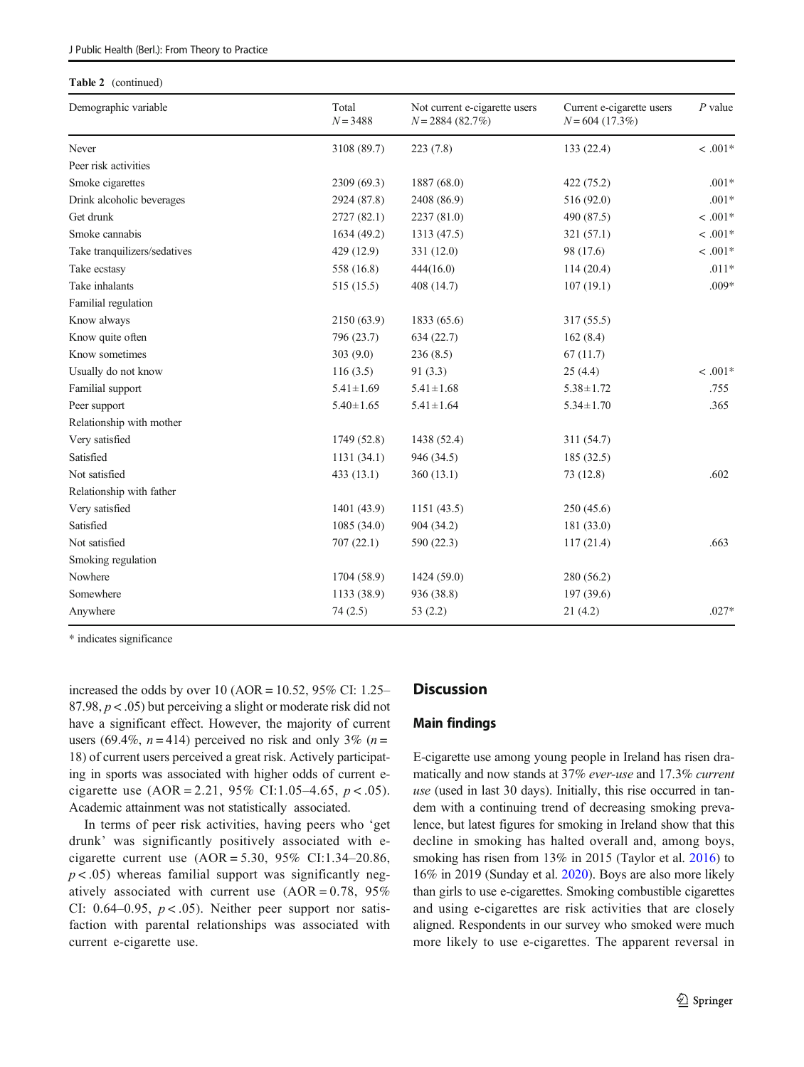**Table 2** (continued)

| Demographic variable | Total $N = 3488$ | Not current e-cigarette users $N = 2884$ (82.7%) | Current e-cigarette users $N = 604$ (17.3%) | $P$ value |
|---|---|---|---|---|
| Never | 3108 (89.7) | 223 (7.8) | 133 (22.4) | < .001* |
| Peer risk activities | | | | |
| Smoke cigarettes | 2309 (69.3) | 1887 (68.0) | 422 (75.2) | .001* |
| Drink alcoholic beverages | 2924 (87.8) | 2408 (86.9) | 516 (92.0) | .001* |
| Get drunk | 2727 (82.1) | 2237 (81.0) | 490 (87.5) | < .001* |
| Smoke cannabis | 1634 (49.2) | 1313 (47.5) | 321 (57.1) | < .001* |
| Take tranquilizers/sedatives | 429 (12.9) | 331 (12.0) | 98 (17.6) | < .001* |
| Take ecstasy | 558 (16.8) | 444(16.0) | 114 (20.4) | .011* |
| Take inhalants | 515 (15.5) | 408 (14.7) | 107 (19.1) | .009* |
| Familial regulation | | | | |
| Know always | 2150 (63.9) | 1833 (65.6) | 317 (55.5) | |
| Know quite often | 796 (23.7) | 634 (22.7) | 162 (8.4) | |
| Know sometimes | 303 (9.0) | 236 (8.5) | 67 (11.7) | |
| Usually do not know | 116 (3.5) | 91 (3.3) | 25 (4.4) | < .001* |
| Familial support | 5.41 ± 1.69 | 5.41 ± 1.68 | 5.38 ± 1.72 | .755 |
| Peer support | 5.40 ± 1.65 | 5.41 ± 1.64 | 5.34 ± 1.70 | .365 |
| Relationship with mother | | | | |
| Very satisfied | 1749 (52.8) | 1438 (52.4) | 311 (54.7) | |
| Satisfied | 1131 (34.1) | 946 (34.5) | 185 (32.5) | |
| Not satisfied | 433 (13.1) | 360 (13.1) | 73 (12.8) | .602 |
| Relationship with father | | | | |
| Very satisfied | 1401 (43.9) | 1151 (43.5) | 250 (45.6) | |
| Satisfied | 1085 (34.0) | 904 (34.2) | 181 (33.0) | |
| Not satisfied | 707 (22.1) | 590 (22.3) | 117 (21.4) | .663 |
| Smoking regulation | | | | |
| Nowhere | 1704 (58.9) | 1424 (59.0) | 280 (56.2) | |
| Somewhere | 1133 (38.9) | 936 (38.8) | 197 (39.6) | |
| Anywhere | 74 (2.5) | 53 (2.2) | 21 (4.2) | .027* |

\* indicates significance

increased the odds by over 10 (AOR = 10.52, 95% CI: 1.25–87.98, $p < .05$) but perceiving a slight or moderate risk did not have a significant effect. However, the majority of current users (69.4%, $n = 414$) perceived no risk and only 3% ($n = 18$) of current users perceived a great risk. Actively participating in sports was associated with higher odds of current e-cigarette use (AOR = 2.21, 95% CI:1.05–4.65, $p < .05$). Academic attainment was not statistically associated.

In terms of peer risk activities, having peers who 'get drunk' was significantly positively associated with e-cigarette current use (AOR = 5.30, 95% CI:1.34–20.86, $p < .05$) whereas familial support was significantly negatively associated with current use (AOR = 0.78, 95% CI: 0.64–0.95, $p < .05$). Neither peer support nor satisfaction with parental relationships was associated with current e-cigarette use.

## Discussion

### Main findings

E-cigarette use among young people in Ireland has risen dramatically and now stands at 37% *ever-use* and 17.3% *current use* (used in last 30 days). Initially, this rise occurred in tandem with a continuing trend of decreasing smoking prevalence, but latest figures for smoking in Ireland show that this decline in smoking has halted overall and, among boys, smoking has risen from 13% in 2015 (Taylor et al. 2016) to 16% in 2019 (Sunday et al. 2020). Boys are also more likely than girls to use e-cigarettes. Smoking combustible cigarettes and using e-cigarettes are risk activities that are closely aligned. Respondents in our survey who smoked were much more likely to use e-cigarettes. The apparent reversal in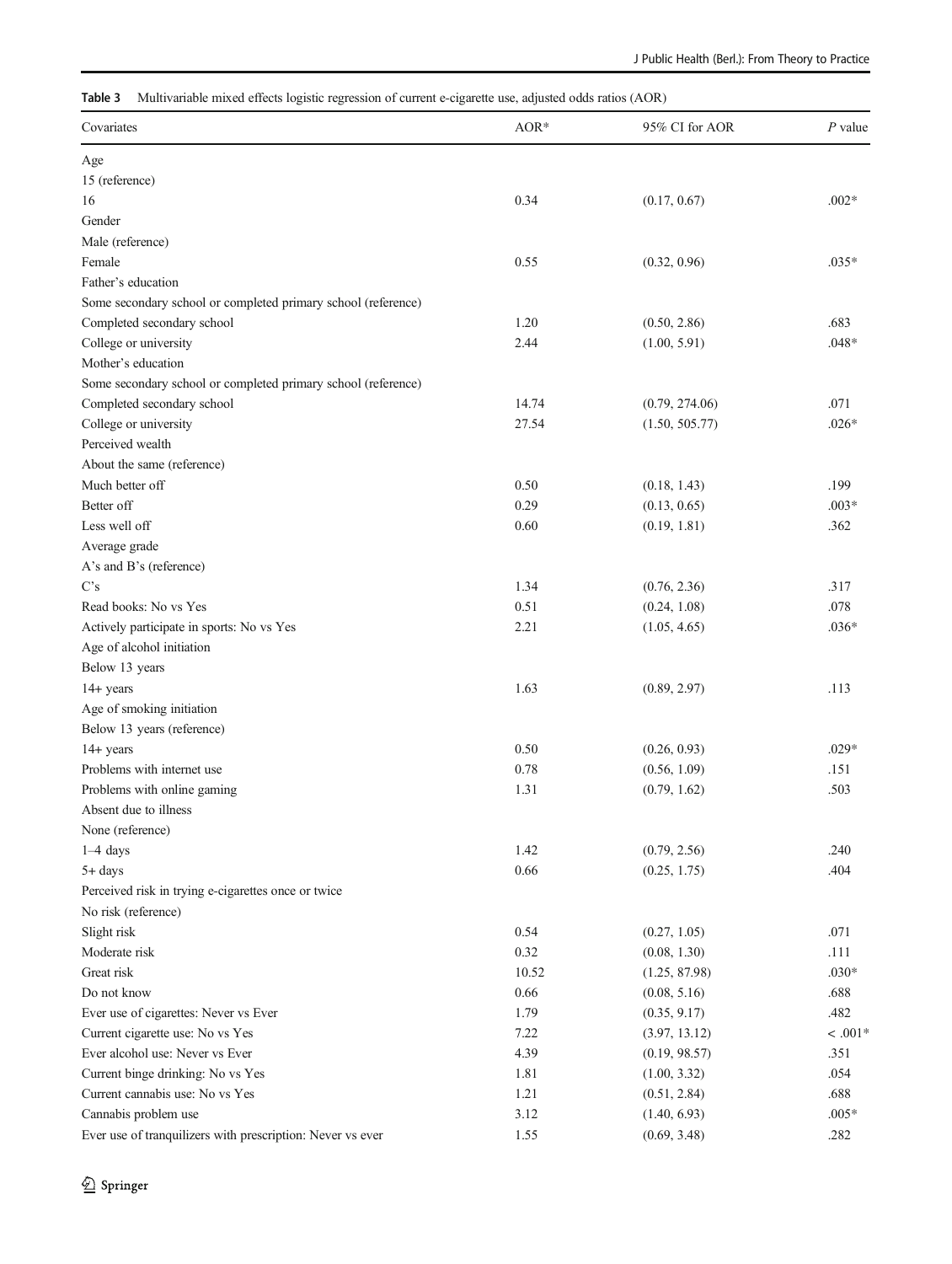**Table 3** Multivariable mixed effects logistic regression of current e-cigarette use, adjusted odds ratios (AOR)

| Covariates | AOR* | 95% CI for AOR | *P* value |
|---|---|---|---|
| Age | | | |
| 15 (reference) | | | |
| 16 | 0.34 | (0.17, 0.67) | .002* |
| Gender | | | |
| Male (reference) | | | |
| Female | 0.55 | (0.32, 0.96) | .035* |
| Father's education | | | |
| Some secondary school or completed primary school (reference) | | | |
| Completed secondary school | 1.20 | (0.50, 2.86) | .683 |
| College or university | 2.44 | (1.00, 5.91) | .048* |
| Mother's education | | | |
| Some secondary school or completed primary school (reference) | | | |
| Completed secondary school | 14.74 | (0.79, 274.06) | .071 |
| College or university | 27.54 | (1.50, 505.77) | .026* |
| Perceived wealth | | | |
| About the same (reference) | | | |
| Much better off | 0.50 | (0.18, 1.43) | .199 |
| Better off | 0.29 | (0.13, 0.65) | .003* |
| Less well off | 0.60 | (0.19, 1.81) | .362 |
| Average grade | | | |
| A's and B's (reference) | | | |
| C's | 1.34 | (0.76, 2.36) | .317 |
| Read books: No vs Yes | 0.51 | (0.24, 1.08) | .078 |
| Actively participate in sports: No vs Yes | 2.21 | (1.05, 4.65) | .036* |
| Age of alcohol initiation | | | |
| Below 13 years | | | |
| 14+ years | 1.63 | (0.89, 2.97) | .113 |
| Age of smoking initiation | | | |
| Below 13 years (reference) | | | |
| 14+ years | 0.50 | (0.26, 0.93) | .029* |
| Problems with internet use | 0.78 | (0.56, 1.09) | .151 |
| Problems with online gaming | 1.31 | (0.79, 1.62) | .503 |
| Absent due to illness | | | |
| None (reference) | | | |
| 1–4 days | 1.42 | (0.79, 2.56) | .240 |
| 5+ days | 0.66 | (0.25, 1.75) | .404 |
| Perceived risk in trying e-cigarettes once or twice | | | |
| No risk (reference) | | | |
| Slight risk | 0.54 | (0.27, 1.05) | .071 |
| Moderate risk | 0.32 | (0.08, 1.30) | .111 |
| Great risk | 10.52 | (1.25, 87.98) | .030* |
| Do not know | 0.66 | (0.08, 5.16) | .688 |
| Ever use of cigarettes: Never vs Ever | 1.79 | (0.35, 9.17) | .482 |
| Current cigarette use: No vs Yes | 7.22 | (3.97, 13.12) | < .001* |
| Ever alcohol use: Never vs Ever | 4.39 | (0.19, 98.57) | .351 |
| Current binge drinking: No vs Yes | 1.81 | (1.00, 3.32) | .054 |
| Current cannabis use: No vs Yes | 1.21 | (0.51, 2.84) | .688 |
| Cannabis problem use | 3.12 | (1.40, 6.93) | .005* |
| Ever use of tranquilizers with prescription: Never vs ever | 1.55 | (0.69, 3.48) | .282 |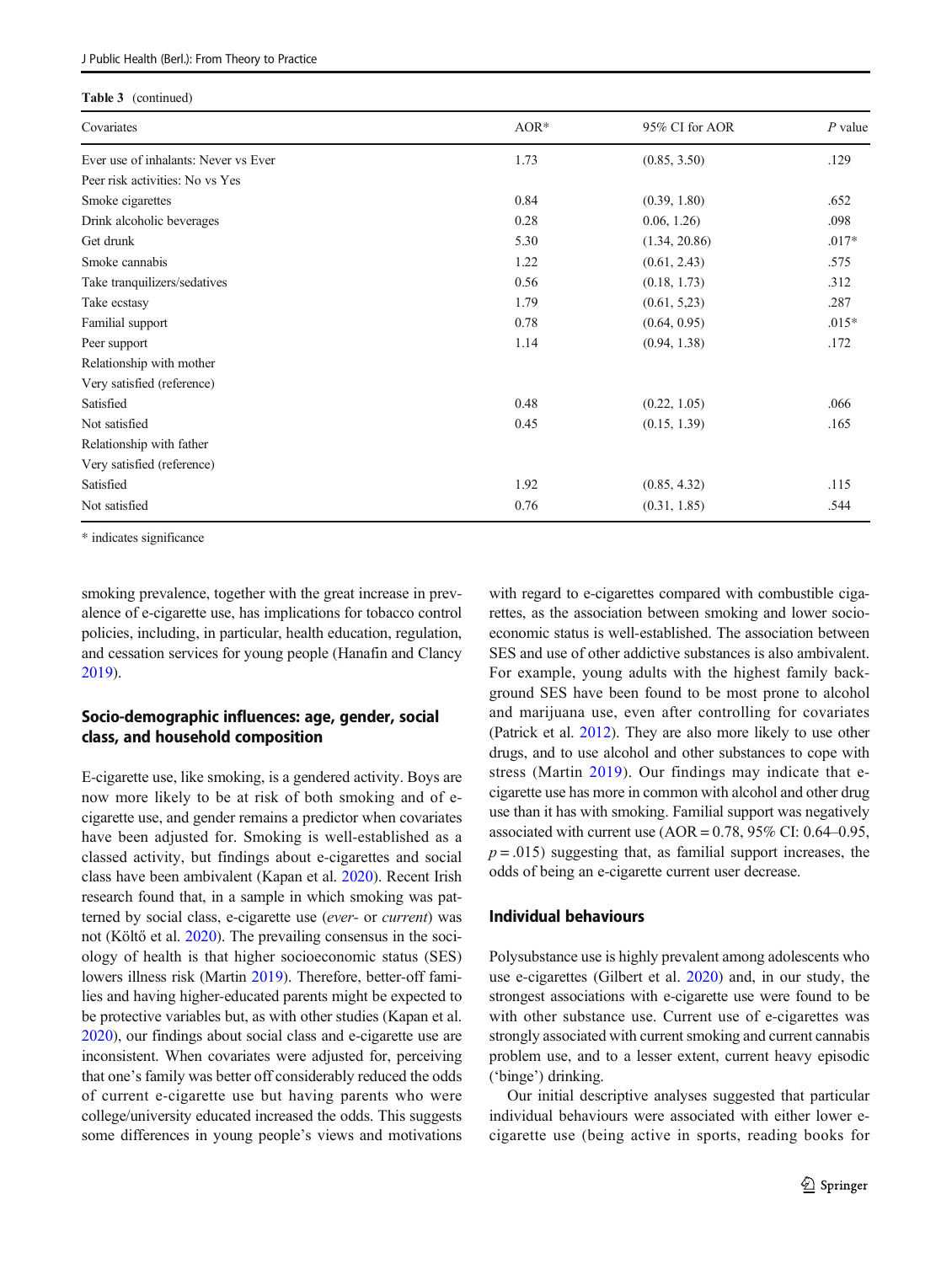**Table 3** (continued)

| Covariates | AOR* | 95% CI for AOR | *P* value |
|---|---|---|---|
| Ever use of inhalants: Never vs Ever | 1.73 | (0.85, 3.50) | .129 |
| Peer risk activities: No vs Yes | | | |
| Smoke cigarettes | 0.84 | (0.39, 1.80) | .652 |
| Drink alcoholic beverages | 0.28 | 0.06, 1.26) | .098 |
| Get drunk | 5.30 | (1.34, 20.86) | .017* |
| Smoke cannabis | 1.22 | (0.61, 2.43) | .575 |
| Take tranquilizers/sedatives | 0.56 | (0.18, 1.73) | .312 |
| Take ecstasy | 1.79 | (0.61, 5,23) | .287 |
| Familial support | 0.78 | (0.64, 0.95) | .015* |
| Peer support | 1.14 | (0.94, 1.38) | .172 |
| Relationship with mother | | | |
| Very satisfied (reference) | | | |
| Satisfied | 0.48 | (0.22, 1.05) | .066 |
| Not satisfied | 0.45 | (0.15, 1.39) | .165 |
| Relationship with father | | | |
| Very satisfied (reference) | | | |
| Satisfied | 1.92 | (0.85, 4.32) | .115 |
| Not satisfied | 0.76 | (0.31, 1.85) | .544 |

* indicates significance

smoking prevalence, together with the great increase in prevalence of e-cigarette use, has implications for tobacco control policies, including, in particular, health education, regulation, and cessation services for young people (Hanafin and Clancy 2019).

## Socio-demographic influences: age, gender, social class, and household composition

E-cigarette use, like smoking, is a gendered activity. Boys are now more likely to be at risk of both smoking and of e-cigarette use, and gender remains a predictor when covariates have been adjusted for. Smoking is well-established as a classed activity, but findings about e-cigarettes and social class have been ambivalent (Kapan et al. 2020). Recent Irish research found that, in a sample in which smoking was patterned by social class, e-cigarette use (*ever-* or *current*) was not (Költő et al. 2020). The prevailing consensus in the sociology of health is that higher socioeconomic status (SES) lowers illness risk (Martin 2019). Therefore, better-off families and having higher-educated parents might be expected to be protective variables but, as with other studies (Kapan et al. 2020), our findings about social class and e-cigarette use are inconsistent. When covariates were adjusted for, perceiving that one's family was better off considerably reduced the odds of current e-cigarette use but having parents who were college/university educated increased the odds. This suggests some differences in young people's views and motivations with regard to e-cigarettes compared with combustible cigarettes, as the association between smoking and lower socioeconomic status is well-established. The association between SES and use of other addictive substances is also ambivalent. For example, young adults with the highest family background SES have been found to be most prone to alcohol and marijuana use, even after controlling for covariates (Patrick et al. 2012). They are also more likely to use other drugs, and to use alcohol and other substances to cope with stress (Martin 2019). Our findings may indicate that e-cigarette use has more in common with alcohol and other drug use than it has with smoking. Familial support was negatively associated with current use (AOR = 0.78, 95% CI: 0.64–0.95, $p = .015$) suggesting that, as familial support increases, the odds of being an e-cigarette current user decrease.

## Individual behaviours

Polysubstance use is highly prevalent among adolescents who use e-cigarettes (Gilbert et al. 2020) and, in our study, the strongest associations with e-cigarette use were found to be with other substance use. Current use of e-cigarettes was strongly associated with current smoking and current cannabis problem use, and to a lesser extent, current heavy episodic ('binge') drinking.

Our initial descriptive analyses suggested that particular individual behaviours were associated with either lower e-cigarette use (being active in sports, reading books for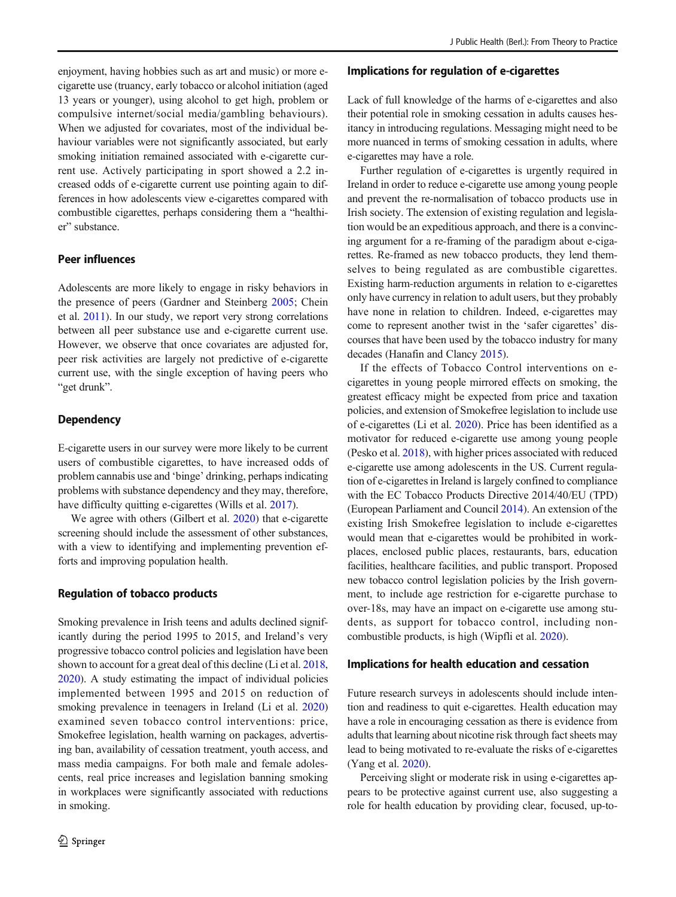enjoyment, having hobbies such as art and music) or more e-cigarette use (truancy, early tobacco or alcohol initiation (aged 13 years or younger), using alcohol to get high, problem or compulsive internet/social media/gambling behaviours). When we adjusted for covariates, most of the individual behaviour variables were not significantly associated, but early smoking initiation remained associated with e-cigarette current use. Actively participating in sport showed a 2.2 increased odds of e-cigarette current use pointing again to differences in how adolescents view e-cigarettes compared with combustible cigarettes, perhaps considering them a "healthier" substance.

### Peer influences

Adolescents are more likely to engage in risky behaviors in the presence of peers (Gardner and Steinberg 2005; Chein et al. 2011). In our study, we report very strong correlations between all peer substance use and e-cigarette current use. However, we observe that once covariates are adjusted for, peer risk activities are largely not predictive of e-cigarette current use, with the single exception of having peers who "get drunk".

### Dependency

E-cigarette users in our survey were more likely to be current users of combustible cigarettes, to have increased odds of problem cannabis use and 'binge' drinking, perhaps indicating problems with substance dependency and they may, therefore, have difficulty quitting e-cigarettes (Wills et al. 2017).

We agree with others (Gilbert et al. 2020) that e-cigarette screening should include the assessment of other substances, with a view to identifying and implementing prevention efforts and improving population health.

### Regulation of tobacco products

Smoking prevalence in Irish teens and adults declined significantly during the period 1995 to 2015, and Ireland's very progressive tobacco control policies and legislation have been shown to account for a great deal of this decline (Li et al. 2018, 2020). A study estimating the impact of individual policies implemented between 1995 and 2015 on reduction of smoking prevalence in teenagers in Ireland (Li et al. 2020) examined seven tobacco control interventions: price, Smokefree legislation, health warning on packages, advertising ban, availability of cessation treatment, youth access, and mass media campaigns. For both male and female adolescents, real price increases and legislation banning smoking in workplaces were significantly associated with reductions in smoking.

### Implications for regulation of e-cigarettes

Lack of full knowledge of the harms of e-cigarettes and also their potential role in smoking cessation in adults causes hesitancy in introducing regulations. Messaging might need to be more nuanced in terms of smoking cessation in adults, where e-cigarettes may have a role.

Further regulation of e-cigarettes is urgently required in Ireland in order to reduce e-cigarette use among young people and prevent the re-normalisation of tobacco products use in Irish society. The extension of existing regulation and legislation would be an expeditious approach, and there is a convincing argument for a re-framing of the paradigm about e-cigarettes. Re-framed as new tobacco products, they lend themselves to being regulated as are combustible cigarettes. Existing harm-reduction arguments in relation to e-cigarettes only have currency in relation to adult users, but they probably have none in relation to children. Indeed, e-cigarettes may come to represent another twist in the 'safer cigarettes' discourses that have been used by the tobacco industry for many decades (Hanafin and Clancy 2015).

If the effects of Tobacco Control interventions on e-cigarettes in young people mirrored effects on smoking, the greatest efficacy might be expected from price and taxation policies, and extension of Smokefree legislation to include use of e-cigarettes (Li et al. 2020). Price has been identified as a motivator for reduced e-cigarette use among young people (Pesko et al. 2018), with higher prices associated with reduced e-cigarette use among adolescents in the US. Current regulation of e-cigarettes in Ireland is largely confined to compliance with the EC Tobacco Products Directive 2014/40/EU (TPD) (European Parliament and Council 2014). An extension of the existing Irish Smokefree legislation to include e-cigarettes would mean that e-cigarettes would be prohibited in workplaces, enclosed public places, restaurants, bars, education facilities, healthcare facilities, and public transport. Proposed new tobacco control legislation policies by the Irish government, to include age restriction for e-cigarette purchase to over-18s, may have an impact on e-cigarette use among students, as support for tobacco control, including non-combustible products, is high (Wipfli et al. 2020).

### Implications for health education and cessation

Future research surveys in adolescents should include intention and readiness to quit e-cigarettes. Health education may have a role in encouraging cessation as there is evidence from adults that learning about nicotine risk through fact sheets may lead to being motivated to re-evaluate the risks of e-cigarettes (Yang et al. 2020).

Perceiving slight or moderate risk in using e-cigarettes appears to be protective against current use, also suggesting a role for health education by providing clear, focused, up-to-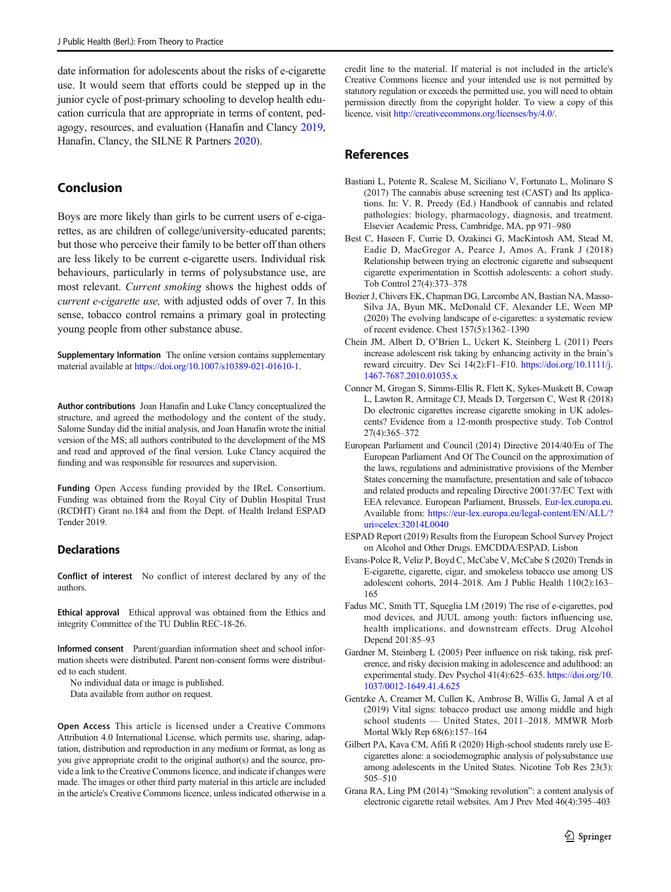date information for adolescents about the risks of e-cigarette use. It would seem that efforts could be stepped up in the junior cycle of post-primary schooling to develop health education curricula that are appropriate in terms of content, pedagogy, resources, and evaluation (Hanafin and Clancy 2019, Hanafin, Clancy, the SILNE R Partners 2020).

## Conclusion

Boys are more likely than girls to be current users of e-cigarettes, as are children of college/university-educated parents; but those who perceive their family to be better off than others are less likely to be current e-cigarette users. Individual risk behaviours, particularly in terms of polysubstance use, are most relevant. *Current smoking* shows the highest odds of *current e-cigarette use,* with adjusted odds of over 7. In this sense, tobacco control remains a primary goal in protecting young people from other substance abuse.

**Supplementary Information** The online version contains supplementary material available at https://doi.org/10.1007/s10389-021-01610-1.

**Author contributions** Joan Hanafin and Luke Clancy conceptualized the structure, and agreed the methodology and the content of the study, Salome Sunday did the initial analysis, and Joan Hanafin wrote the initial version of the MS; all authors contributed to the development of the MS and read and approved of the final version. Luke Clancy acquired the funding and was responsible for resources and supervision.

**Funding** Open Access funding provided by the IReL Consortium. Funding was obtained from the Royal City of Dublin Hospital Trust (RCDHT) Grant no.184 and from the Dept. of Health Ireland ESPAD Tender 2019.

### Declarations

**Conflict of interest** No conflict of interest declared by any of the authors.

**Ethical approval** Ethical approval was obtained from the Ethics and integrity Committee of the TU Dublin REC-18-26.

**Informed consent** Parent/guardian information sheet and school information sheets were distributed. Parent non-consent forms were distributed to each student.

No individual data or image is published.

Data available from author on request.

**Open Access** This article is licensed under a Creative Commons Attribution 4.0 International License, which permits use, sharing, adaptation, distribution and reproduction in any medium or format, as long as you give appropriate credit to the original author(s) and the source, provide a link to the Creative Commons licence, and indicate if changes were made. The images or other third party material in this article are included in the article's Creative Commons licence, unless indicated otherwise in a credit line to the material. If material is not included in the article's Creative Commons licence and your intended use is not permitted by statutory regulation or exceeds the permitted use, you will need to obtain permission directly from the copyright holder. To view a copy of this licence, visit http://creativecommons.org/licenses/by/4.0/.

## References

Bastiani L, Potente R, Scalese M, Siciliano V, Fortunato L, Molinaro S (2017) The cannabis abuse screening test (CAST) and Its applications. In: V. R. Preedy (Ed.) Handbook of cannabis and related pathologies: biology, pharmacology, diagnosis, and treatment. Elsevier Academic Press, Cambridge, MA, pp 971–980

Best C, Haseen F, Currie D, Ozakinci G, MacKintosh AM, Stead M, Eadie D, MacGregor A, Pearce J, Amos A, Frank J (2018) Relationship between trying an electronic cigarette and subsequent cigarette experimentation in Scottish adolescents: a cohort study. Tob Control 27(4):373–378

Bozier J, Chivers EK, Chapman DG, Larcombe AN, Bastian NA, Masso-Silva JA, Byun MK, McDonald CF, Alexander LE, Ween MP (2020) The evolving landscape of e-cigarettes: a systematic review of recent evidence. Chest 157(5):1362–1390

Chein JM, Albert D, O'Brien L, Uckert K, Steinberg L (2011) Peers increase adolescent risk taking by enhancing activity in the brain's reward circuitry. Dev Sci 14(2):F1–F10. https://doi.org/10.1111/j.1467-7687.2010.01035.x

Conner M, Grogan S, Simms-Ellis R, Flett K, Sykes-Muskett B, Cowap L, Lawton R, Armitage CJ, Meads D, Torgerson C, West R (2018) Do electronic cigarettes increase cigarette smoking in UK adolescents? Evidence from a 12-month prospective study. Tob Control 27(4):365–372

European Parliament and Council (2014) Directive 2014/40/Eu of The European Parliament And Of The Council on the approximation of the laws, regulations and administrative provisions of the Member States concerning the manufacture, presentation and sale of tobacco and related products and repealing Directive 2001/37/EC Text with EEA relevance. European Parliament, Brussels. Eur-lex.europa.eu. Available from: https://eur-lex.europa.eu/legal-content/EN/ALL/?uri=celex:32014L0040

ESPAD Report (2019) Results from the European School Survey Project on Alcohol and Other Drugs. EMCDDA/ESPAD, Lisbon

Evans-Polce R, Veliz P, Boyd C, McCabe V, McCabe S (2020) Trends in E-cigarette, cigarette, cigar, and smokeless tobacco use among US adolescent cohorts, 2014–2018. Am J Public Health 110(2):163–165

Fadus MC, Smith TT, Squeglia LM (2019) The rise of e-cigarettes, pod mod devices, and JUUL among youth: factors influencing use, health implications, and downstream effects. Drug Alcohol Depend 201:85–93

Gardner M, Steinberg L (2005) Peer influence on risk taking, risk preference, and risky decision making in adolescence and adulthood: an experimental study. Dev Psychol 41(4):625–635. https://doi.org/10.1037/0012-1649.41.4.625

Gentzke A, Creamer M, Cullen K, Ambrose B, Willis G, Jamal A et al (2019) Vital signs: tobacco product use among middle and high school students — United States, 2011–2018. MMWR Morb Mortal Wkly Rep 68(6):157–164

Gilbert PA, Kava CM, Afifi R (2020) High-school students rarely use E-cigarettes alone: a sociodemographic analysis of polysubstance use among adolescents in the United States. Nicotine Tob Res 23(3): 505–510

Grana RA, Ling PM (2014) "Smoking revolution": a content analysis of electronic cigarette retail websites. Am J Prev Med 46(4):395–403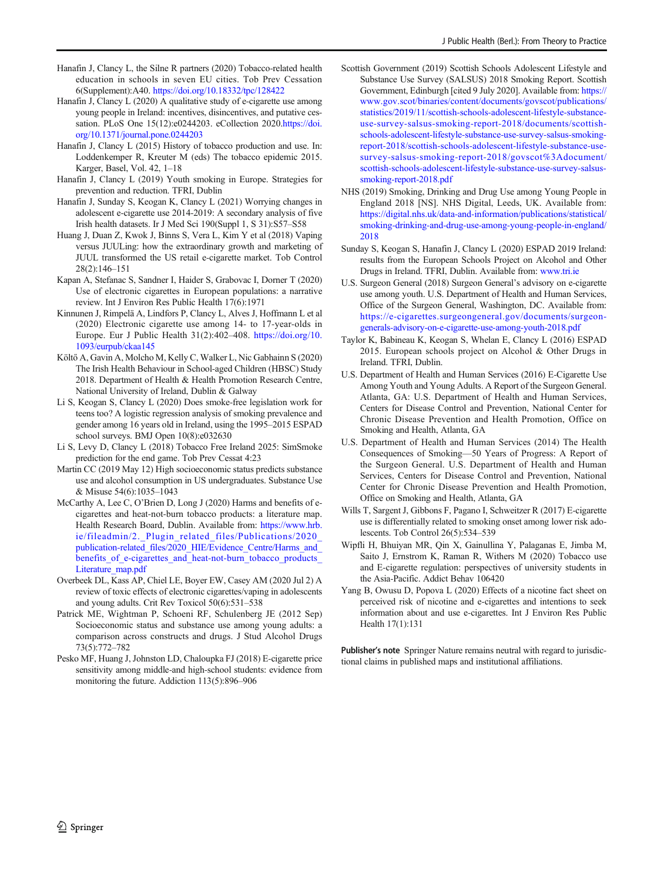Hanafin J, Clancy L, the Silne R partners (2020) Tobacco-related health education in schools in seven EU cities. Tob Prev Cessation 6(Supplement):A40. https://doi.org/10.18332/tpc/128422

Hanafin J, Clancy L (2020) A qualitative study of e-cigarette use among young people in Ireland: incentives, disincentives, and putative cessation. PLoS One 15(12):e0244203. eCollection 2020.https://doi.org/10.1371/journal.pone.0244203

Hanafin J, Clancy L (2015) History of tobacco production and use. In: Loddenkemper R, Kreuter M (eds) The tobacco epidemic 2015. Karger, Basel, Vol. 42, 1–18

Hanafin J, Clancy L (2019) Youth smoking in Europe. Strategies for prevention and reduction. TFRI, Dublin

Hanafin J, Sunday S, Keogan K, Clancy L (2021) Worrying changes in adolescent e-cigarette use 2014-2019: A secondary analysis of five Irish health datasets. Ir J Med Sci 190(Suppl 1, S 31):S57–S58

Huang J, Duan Z, Kwok J, Binns S, Vera L, Kim Y et al (2018) Vaping versus JUULing: how the extraordinary growth and marketing of JUUL transformed the US retail e-cigarette market. Tob Control 28(2):146–151

Kapan A, Stefanac S, Sandner I, Haider S, Grabovac I, Dorner T (2020) Use of electronic cigarettes in European populations: a narrative review. Int J Environ Res Public Health 17(6):1971

Kinnunen J, Rimpelä A, Lindfors P, Clancy L, Alves J, Hoffmann L et al (2020) Electronic cigarette use among 14- to 17-year-olds in Europe. Eur J Public Health 31(2):402–408. https://doi.org/10.1093/eurpub/ckaa145

Költő A, Gavin A, Molcho M, Kelly C, Walker L, Nic Gabhainn S (2020) The Irish Health Behaviour in School-aged Children (HBSC) Study 2018. Department of Health & Health Promotion Research Centre, National University of Ireland, Dublin & Galway

Li S, Keogan S, Clancy L (2020) Does smoke-free legislation work for teens too? A logistic regression analysis of smoking prevalence and gender among 16 years old in Ireland, using the 1995–2015 ESPAD school surveys. BMJ Open 10(8):e032630

Li S, Levy D, Clancy L (2018) Tobacco Free Ireland 2025: SimSmoke prediction for the end game. Tob Prev Cessat 4:23

Martin CC (2019 May 12) High socioeconomic status predicts substance use and alcohol consumption in US undergraduates. Substance Use & Misuse 54(6):1035–1043

McCarthy A, Lee C, O'Brien D, Long J (2020) Harms and benefits of e-cigarettes and heat-not-burn tobacco products: a literature map. Health Research Board, Dublin. Available from: https://www.hrb.ie/fileadmin/2._Plugin_related_files/Publications/2020_publication-related_files/2020_HIE/Evidence_Centre/Harms_and_benefits_of_e-cigarettes_and_heat-not-burn_tobacco_products_Literature_map.pdf

Overbeek DL, Kass AP, Chiel LE, Boyer EW, Casey AM (2020 Jul 2) A review of toxic effects of electronic cigarettes/vaping in adolescents and young adults. Crit Rev Toxicol 50(6):531–538

Patrick ME, Wightman P, Schoeni RF, Schulenberg JE (2012 Sep) Socioeconomic status and substance use among young adults: a comparison across constructs and drugs. J Stud Alcohol Drugs 73(5):772–782

Pesko MF, Huang J, Johnston LD, Chaloupka FJ (2018) E-cigarette price sensitivity among middle-and high-school students: evidence from monitoring the future. Addiction 113(5):896–906

Scottish Government (2019) Scottish Schools Adolescent Lifestyle and Substance Use Survey (SALSUS) 2018 Smoking Report. Scottish Government, Edinburgh [cited 9 July 2020]. Available from: https://www.gov.scot/binaries/content/documents/govscot/publications/statistics/2019/11/scottish-schools-adolescent-lifestyle-substance-use-survey-salsus-smoking-report-2018/documents/scottish-schools-adolescent-lifestyle-substance-use-survey-salsus-smoking-report-2018/scottish-schools-adolescent-lifestyle-substance-use-survey-salsus-smoking-report-2018/govscot%3Adocument/scottish-schools-adolescent-lifestyle-substance-use-survey-salsus-smoking-report-2018.pdf

NHS (2019) Smoking, Drinking and Drug Use among Young People in England 2018 [NS]. NHS Digital, Leeds, UK. Available from: https://digital.nhs.uk/data-and-information/publications/statistical/smoking-drinking-and-drug-use-among-young-people-in-england/2018

Sunday S, Keogan S, Hanafin J, Clancy L (2020) ESPAD 2019 Ireland: results from the European Schools Project on Alcohol and Other Drugs in Ireland. TFRI, Dublin. Available from: www.tri.ie

U.S. Surgeon General (2018) Surgeon General's advisory on e-cigarette use among youth. U.S. Department of Health and Human Services, Office of the Surgeon General, Washington, DC. Available from: https://e-cigarettes.surgeongeneral.gov/documents/surgeon-generals-advisory-on-e-cigarette-use-among-youth-2018.pdf

Taylor K, Babineau K, Keogan S, Whelan E, Clancy L (2016) ESPAD 2015. European schools project on Alcohol & Other Drugs in Ireland. TFRI, Dublin.

U.S. Department of Health and Human Services (2016) E-Cigarette Use Among Youth and Young Adults. A Report of the Surgeon General. Atlanta, GA: U.S. Department of Health and Human Services, Centers for Disease Control and Prevention, National Center for Chronic Disease Prevention and Health Promotion, Office on Smoking and Health, Atlanta, GA

U.S. Department of Health and Human Services (2014) The Health Consequences of Smoking—50 Years of Progress: A Report of the Surgeon General. U.S. Department of Health and Human Services, Centers for Disease Control and Prevention, National Center for Chronic Disease Prevention and Health Promotion, Office on Smoking and Health, Atlanta, GA

Wills T, Sargent J, Gibbons F, Pagano I, Schweitzer R (2017) E-cigarette use is differentially related to smoking onset among lower risk adolescents. Tob Control 26(5):534–539

Wipfli H, Bhuiyan MR, Qin X, Gainullina Y, Palaganas E, Jimba M, Saito J, Ernstrom K, Raman R, Withers M (2020) Tobacco use and E-cigarette regulation: perspectives of university students in the Asia-Pacific. Addict Behav 106420

Yang B, Owusu D, Popova L (2020) Effects of a nicotine fact sheet on perceived risk of nicotine and e-cigarettes and intentions to seek information about and use e-cigarettes. Int J Environ Res Public Health 17(1):131

**Publisher's note** Springer Nature remains neutral with regard to jurisdictional claims in published maps and institutional affiliations.